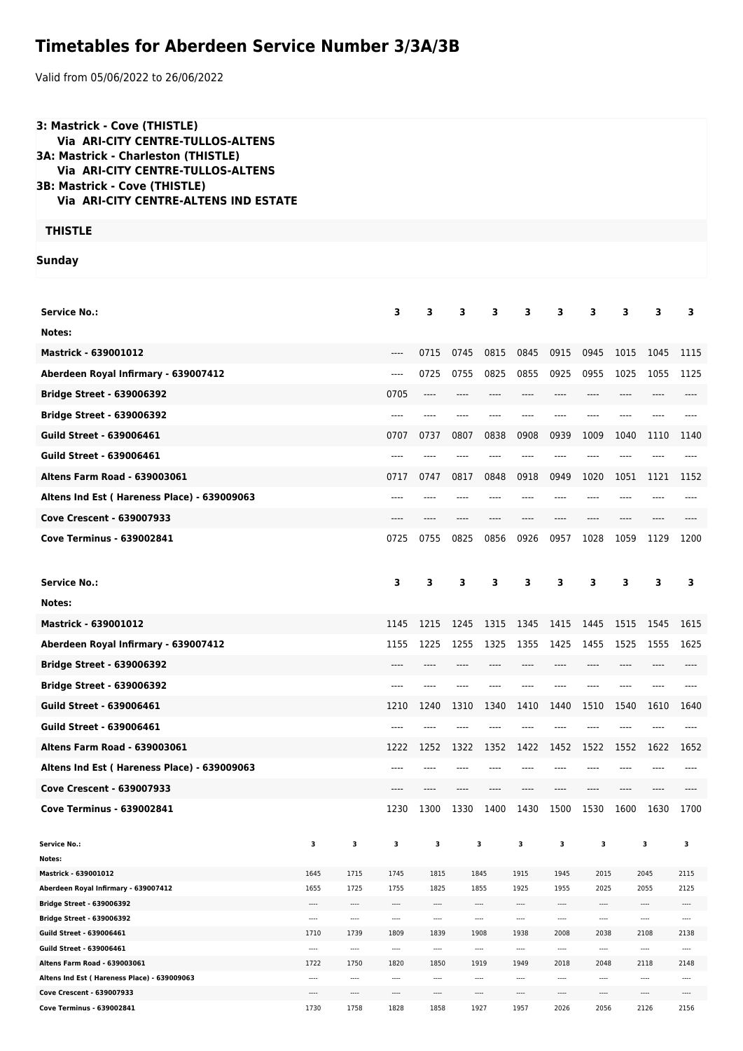# Timetables for Aberdeen Service Number 3/3A/3B

Valid from 05/06/2022 to 26/06/2022

**3: Mastrick - Cove (THISTLE)**
**Via ARI-CITY CENTRE-TULLOS-ALTENS**
**3A: Mastrick - Charleston (THISTLE)**
**Via ARI-CITY CENTRE-TULLOS-ALTENS**
**3B: Mastrick - Cove (THISTLE)**
**Via ARI-CITY CENTRE-ALTENS IND ESTATE**

**THISTLE**

**Sunday**

| Service No.: | 3 | 3 | 3 | 3 | 3 | 3 | 3 | 3 | 3 | 3 |
|---|---|---|---|---|---|---|---|---|---|---|
| Notes: | | | | | | | | | | |
| Mastrick - 639001012 | ---- | 0715 | 0745 | 0815 | 0845 | 0915 | 0945 | 1015 | 1045 | 1115 |
| Aberdeen Royal Infirmary - 639007412 | ---- | 0725 | 0755 | 0825 | 0855 | 0925 | 0955 | 1025 | 1055 | 1125 |
| Bridge Street - 639006392 | 0705 | ---- | ---- | ---- | ---- | ---- | ---- | ---- | ---- | ---- |
| Bridge Street - 639006392 | ---- | ---- | ---- | ---- | ---- | ---- | ---- | ---- | ---- | ---- |
| Guild Street - 639006461 | 0707 | 0737 | 0807 | 0838 | 0908 | 0939 | 1009 | 1040 | 1110 | 1140 |
| Guild Street - 639006461 | ---- | ---- | ---- | ---- | ---- | ---- | ---- | ---- | ---- | ---- |
| Altens Farm Road - 639003061 | 0717 | 0747 | 0817 | 0848 | 0918 | 0949 | 1020 | 1051 | 1121 | 1152 |
| Altens Ind Est ( Hareness Place) - 639009063 | ---- | ---- | ---- | ---- | ---- | ---- | ---- | ---- | ---- | ---- |
| Cove Crescent - 639007933 | ---- | ---- | ---- | ---- | ---- | ---- | ---- | ---- | ---- | ---- |
| Cove Terminus - 639002841 | 0725 | 0755 | 0825 | 0856 | 0926 | 0957 | 1028 | 1059 | 1129 | 1200 |

| Service No.: | 3 | 3 | 3 | 3 | 3 | 3 | 3 | 3 | 3 | 3 |
|---|---|---|---|---|---|---|---|---|---|---|
| Notes: | | | | | | | | | | |
| Mastrick - 639001012 | 1145 | 1215 | 1245 | 1315 | 1345 | 1415 | 1445 | 1515 | 1545 | 1615 |
| Aberdeen Royal Infirmary - 639007412 | 1155 | 1225 | 1255 | 1325 | 1355 | 1425 | 1455 | 1525 | 1555 | 1625 |
| Bridge Street - 639006392 | ---- | ---- | ---- | ---- | ---- | ---- | ---- | ---- | ---- | ---- |
| Bridge Street - 639006392 | ---- | ---- | ---- | ---- | ---- | ---- | ---- | ---- | ---- | ---- |
| Guild Street - 639006461 | 1210 | 1240 | 1310 | 1340 | 1410 | 1440 | 1510 | 1540 | 1610 | 1640 |
| Guild Street - 639006461 | ---- | ---- | ---- | ---- | ---- | ---- | ---- | ---- | ---- | ---- |
| Altens Farm Road - 639003061 | 1222 | 1252 | 1322 | 1352 | 1422 | 1452 | 1522 | 1552 | 1622 | 1652 |
| Altens Ind Est ( Hareness Place) - 639009063 | ---- | ---- | ---- | ---- | ---- | ---- | ---- | ---- | ---- | ---- |
| Cove Crescent - 639007933 | ---- | ---- | ---- | ---- | ---- | ---- | ---- | ---- | ---- | ---- |
| Cove Terminus - 639002841 | 1230 | 1300 | 1330 | 1400 | 1430 | 1500 | 1530 | 1600 | 1630 | 1700 |

| Service No.: | 3 | 3 | 3 | 3 | 3 | 3 | 3 | 3 | 3 | 3 |
|---|---|---|---|---|---|---|---|---|---|---|
| Notes: | | | | | | | | | | |
| Mastrick - 639001012 | 1645 | 1715 | 1745 | 1815 | 1845 | 1915 | 1945 | 2015 | 2045 | 2115 |
| Aberdeen Royal Infirmary - 639007412 | 1655 | 1725 | 1755 | 1825 | 1855 | 1925 | 1955 | 2025 | 2055 | 2125 |
| Bridge Street - 639006392 | ---- | ---- | ---- | ---- | ---- | ---- | ---- | ---- | ---- | ---- |
| Bridge Street - 639006392 | ---- | ---- | ---- | ---- | ---- | ---- | ---- | ---- | ---- | ---- |
| Guild Street - 639006461 | 1710 | 1739 | 1809 | 1839 | 1908 | 1938 | 2008 | 2038 | 2108 | 2138 |
| Guild Street - 639006461 | ---- | ---- | ---- | ---- | ---- | ---- | ---- | ---- | ---- | ---- |
| Altens Farm Road - 639003061 | 1722 | 1750 | 1820 | 1850 | 1919 | 1949 | 2018 | 2048 | 2118 | 2148 |
| Altens Ind Est ( Hareness Place) - 639009063 | ---- | ---- | ---- | ---- | ---- | ---- | ---- | ---- | ---- | ---- |
| Cove Crescent - 639007933 | ---- | ---- | ---- | ---- | ---- | ---- | ---- | ---- | ---- | ---- |
| Cove Terminus - 639002841 | 1730 | 1758 | 1828 | 1858 | 1927 | 1957 | 2026 | 2056 | 2126 | 2156 |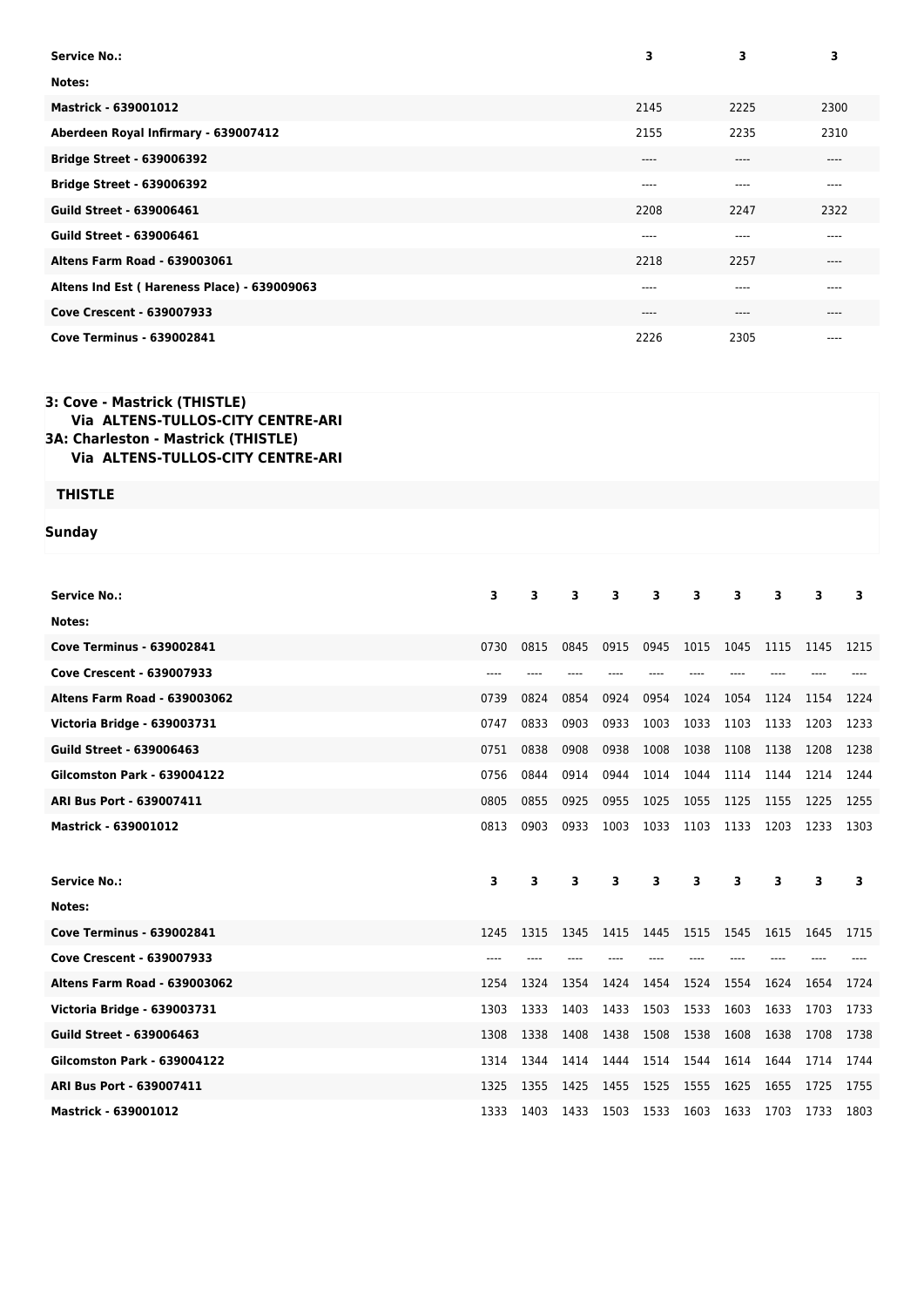| Service No.: | 3 | 3 | 3 |
|---|---|---|---|
| Notes: | | | |
| Mastrick - 639001012 | 2145 | 2225 | 2300 |
| Aberdeen Royal Infirmary - 639007412 | 2155 | 2235 | 2310 |
| Bridge Street - 639006392 | ---- | ---- | ---- |
| Bridge Street - 639006392 | ---- | ---- | ---- |
| Guild Street - 639006461 | 2208 | 2247 | 2322 |
| Guild Street - 639006461 | ---- | ---- | ---- |
| Altens Farm Road - 639003061 | 2218 | 2257 | ---- |
| Altens Ind Est ( Hareness Place) - 639009063 | ---- | ---- | ---- |
| Cove Crescent - 639007933 | ---- | ---- | ---- |
| Cove Terminus - 639002841 | 2226 | 2305 | ---- |

**3: Cove - Mastrick (THISTLE)**
**Via ALTENS-TULLOS-CITY CENTRE-ARI**
**3A: Charleston - Mastrick (THISTLE)**
**Via ALTENS-TULLOS-CITY CENTRE-ARI**

**THISTLE**

**Sunday**

| Service No.: | 3 | 3 | 3 | 3 | 3 | 3 | 3 | 3 | 3 | 3 |
|---|---|---|---|---|---|---|---|---|---|---|
| Notes: | | | | | | | | | | |
| Cove Terminus - 639002841 | 0730 | 0815 | 0845 | 0915 | 0945 | 1015 | 1045 | 1115 | 1145 | 1215 |
| Cove Crescent - 639007933 | ---- | ---- | ---- | ---- | ---- | ---- | ---- | ---- | ---- | ---- |
| Altens Farm Road - 639003062 | 0739 | 0824 | 0854 | 0924 | 0954 | 1024 | 1054 | 1124 | 1154 | 1224 |
| Victoria Bridge - 639003731 | 0747 | 0833 | 0903 | 0933 | 1003 | 1033 | 1103 | 1133 | 1203 | 1233 |
| Guild Street - 639006463 | 0751 | 0838 | 0908 | 0938 | 1008 | 1038 | 1108 | 1138 | 1208 | 1238 |
| Gilcomston Park - 639004122 | 0756 | 0844 | 0914 | 0944 | 1014 | 1044 | 1114 | 1144 | 1214 | 1244 |
| ARI Bus Port - 639007411 | 0805 | 0855 | 0925 | 0955 | 1025 | 1055 | 1125 | 1155 | 1225 | 1255 |
| Mastrick - 639001012 | 0813 | 0903 | 0933 | 1003 | 1033 | 1103 | 1133 | 1203 | 1233 | 1303 |

| Service No.: | 3 | 3 | 3 | 3 | 3 | 3 | 3 | 3 | 3 | 3 |
|---|---|---|---|---|---|---|---|---|---|---|
| Notes: | | | | | | | | | | |
| Cove Terminus - 639002841 | 1245 | 1315 | 1345 | 1415 | 1445 | 1515 | 1545 | 1615 | 1645 | 1715 |
| Cove Crescent - 639007933 | ---- | ---- | ---- | ---- | ---- | ---- | ---- | ---- | ---- | ---- |
| Altens Farm Road - 639003062 | 1254 | 1324 | 1354 | 1424 | 1454 | 1524 | 1554 | 1624 | 1654 | 1724 |
| Victoria Bridge - 639003731 | 1303 | 1333 | 1403 | 1433 | 1503 | 1533 | 1603 | 1633 | 1703 | 1733 |
| Guild Street - 639006463 | 1308 | 1338 | 1408 | 1438 | 1508 | 1538 | 1608 | 1638 | 1708 | 1738 |
| Gilcomston Park - 639004122 | 1314 | 1344 | 1414 | 1444 | 1514 | 1544 | 1614 | 1644 | 1714 | 1744 |
| ARI Bus Port - 639007411 | 1325 | 1355 | 1425 | 1455 | 1525 | 1555 | 1625 | 1655 | 1725 | 1755 |
| Mastrick - 639001012 | 1333 | 1403 | 1433 | 1503 | 1533 | 1603 | 1633 | 1703 | 1733 | 1803 |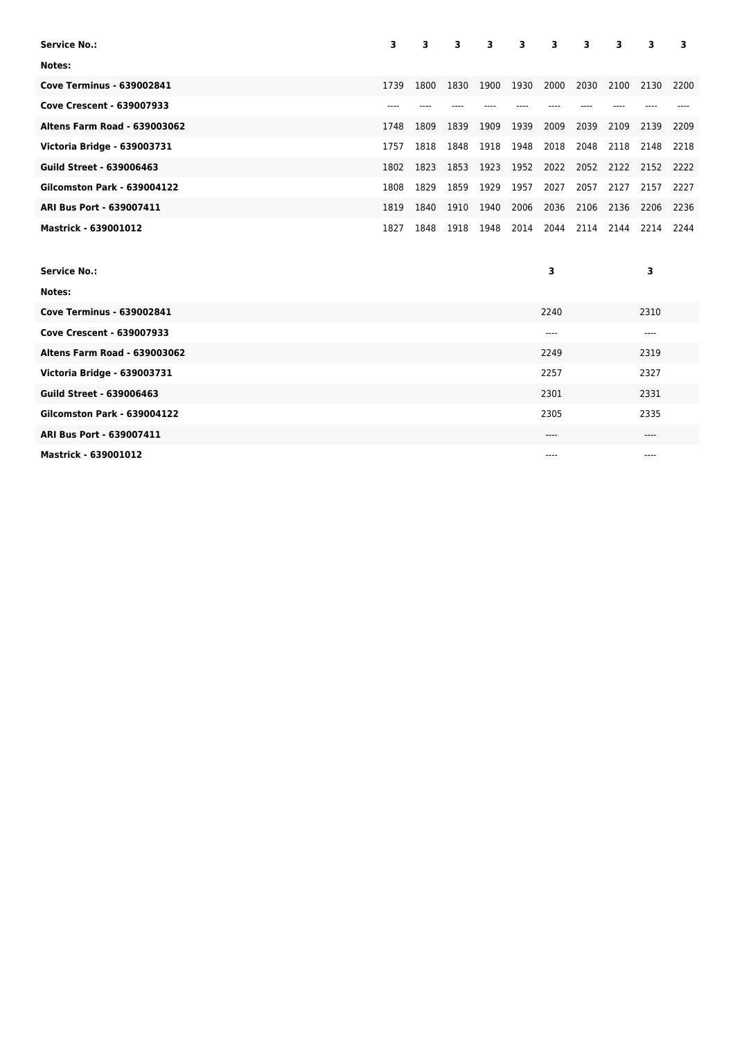| Service No.: | 3 | 3 | 3 | 3 | 3 | 3 | 3 | 3 | 3 | 3 |
|---|---|---|---|---|---|---|---|---|---|---|
| Notes: | | | | | | | | | | |
| Cove Terminus - 639002841 | 1739 | 1800 | 1830 | 1900 | 1930 | 2000 | 2030 | 2100 | 2130 | 2200 |
| Cove Crescent - 639007933 | ---- | ---- | ---- | ---- | ---- | ---- | ---- | ---- | ---- | ---- |
| Altens Farm Road - 639003062 | 1748 | 1809 | 1839 | 1909 | 1939 | 2009 | 2039 | 2109 | 2139 | 2209 |
| Victoria Bridge - 639003731 | 1757 | 1818 | 1848 | 1918 | 1948 | 2018 | 2048 | 2118 | 2148 | 2218 |
| Guild Street - 639006463 | 1802 | 1823 | 1853 | 1923 | 1952 | 2022 | 2052 | 2122 | 2152 | 2222 |
| Gilcomston Park - 639004122 | 1808 | 1829 | 1859 | 1929 | 1957 | 2027 | 2057 | 2127 | 2157 | 2227 |
| ARI Bus Port - 639007411 | 1819 | 1840 | 1910 | 1940 | 2006 | 2036 | 2106 | 2136 | 2206 | 2236 |
| Mastrick - 639001012 | 1827 | 1848 | 1918 | 1948 | 2014 | 2044 | 2114 | 2144 | 2214 | 2244 |

| Service No.: | 3 | 3 |
|---|---|---|
| Notes: | | |
| Cove Terminus - 639002841 | 2240 | 2310 |
| Cove Crescent - 639007933 | ---- | ---- |
| Altens Farm Road - 639003062 | 2249 | 2319 |
| Victoria Bridge - 639003731 | 2257 | 2327 |
| Guild Street - 639006463 | 2301 | 2331 |
| Gilcomston Park - 639004122 | 2305 | 2335 |
| ARI Bus Port - 639007411 | ---- | ---- |
| Mastrick - 639001012 | ---- | ---- |